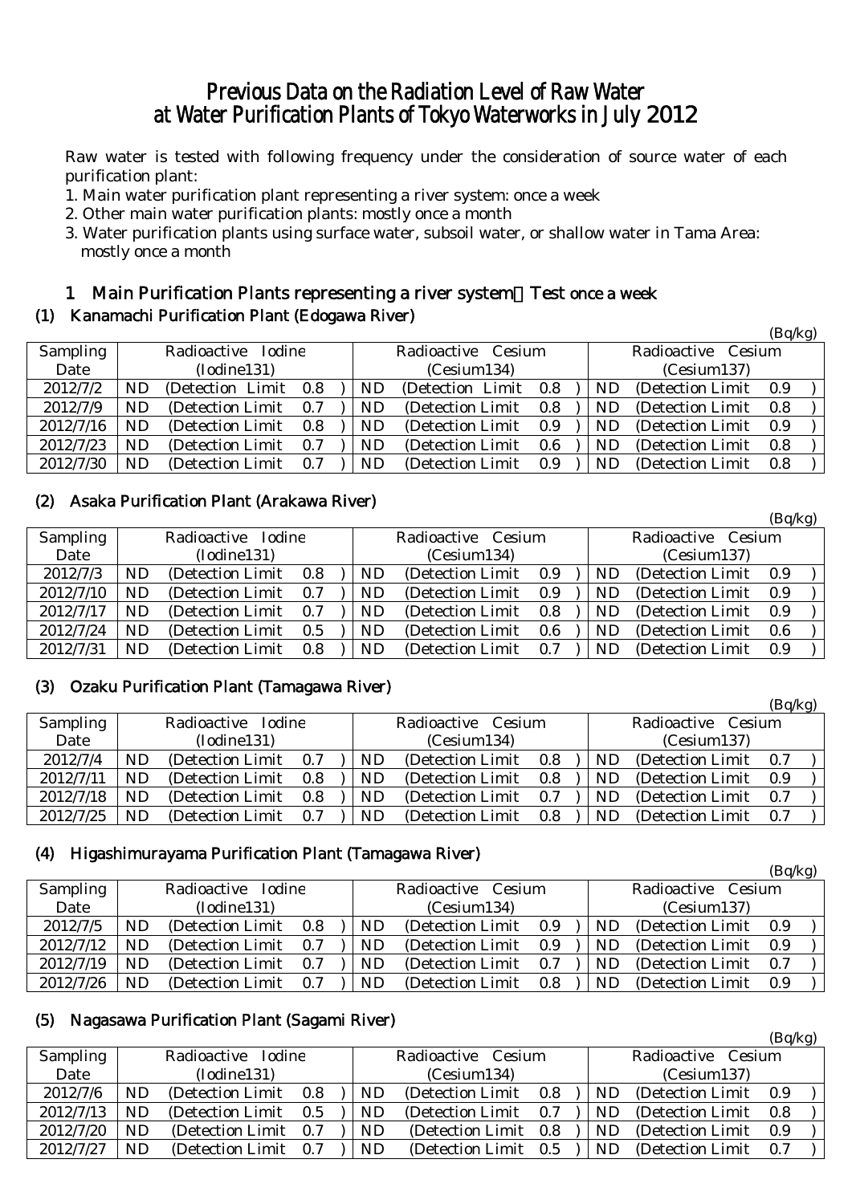# Previous Data on the Radiation Level of Raw Water at Water Purification Plants of Tokyo Waterworks in July 2012

Raw water is tested with following frequency under the consideration of source water of each purification plant:

1. Main water purification plant representing a river system: once a week
2. Other main water purification plants: mostly once a month
3. Water purification plants using surface water, subsoil water, or shallow water in Tama Area: mostly once a month

## 1 Main Purification Plants representing a river system：Test once a week

### (1) Kanamachi Purification Plant (Edogawa River)

(Bq/kg)

| Sampling Date | Radioactive Iodine (Iodine131) | Radioactive Cesium (Cesium134) | Radioactive Cesium (Cesium137) |
|---|---|---|---|
| 2012/7/2 | ND (Detection Limit 0.8 ) | ND (Detection Limit 0.8 ) | ND (Detection Limit 0.9 ) |
| 2012/7/9 | ND (Detection Limit 0.7 ) | ND (Detection Limit 0.8 ) | ND (Detection Limit 0.8 ) |
| 2012/7/16 | ND (Detection Limit 0.8 ) | ND (Detection Limit 0.9 ) | ND (Detection Limit 0.9 ) |
| 2012/7/23 | ND (Detection Limit 0.7 ) | ND (Detection Limit 0.6 ) | ND (Detection Limit 0.8 ) |
| 2012/7/30 | ND (Detection Limit 0.7 ) | ND (Detection Limit 0.9 ) | ND (Detection Limit 0.8 ) |

### (2) Asaka Purification Plant (Arakawa River)

(Bq/kg)

| Sampling Date | Radioactive Iodine (Iodine131) | Radioactive Cesium (Cesium134) | Radioactive Cesium (Cesium137) |
|---|---|---|---|
| 2012/7/3 | ND (Detection Limit 0.8 ) | ND (Detection Limit 0.9 ) | ND (Detection Limit 0.9 ) |
| 2012/7/10 | ND (Detection Limit 0.7 ) | ND (Detection Limit 0.9 ) | ND (Detection Limit 0.9 ) |
| 2012/7/17 | ND (Detection Limit 0.7 ) | ND (Detection Limit 0.8 ) | ND (Detection Limit 0.9 ) |
| 2012/7/24 | ND (Detection Limit 0.5 ) | ND (Detection Limit 0.6 ) | ND (Detection Limit 0.6 ) |
| 2012/7/31 | ND (Detection Limit 0.8 ) | ND (Detection Limit 0.7 ) | ND (Detection Limit 0.9 ) |

### (3) Ozaku Purification Plant (Tamagawa River)

(Bq/kg)

| Sampling Date | Radioactive Iodine (Iodine131) | Radioactive Cesium (Cesium134) | Radioactive Cesium (Cesium137) |
|---|---|---|---|
| 2012/7/4 | ND (Detection Limit 0.7 ) | ND (Detection Limit 0.8 ) | ND (Detection Limit 0.7 ) |
| 2012/7/11 | ND (Detection Limit 0.8 ) | ND (Detection Limit 0.8 ) | ND (Detection Limit 0.9 ) |
| 2012/7/18 | ND (Detection Limit 0.8 ) | ND (Detection Limit 0.7 ) | ND (Detection Limit 0.7 ) |
| 2012/7/25 | ND (Detection Limit 0.7 ) | ND (Detection Limit 0.8 ) | ND (Detection Limit 0.7 ) |

### (4) Higashimurayama Purification Plant (Tamagawa River)

(Bq/kg)

| Sampling Date | Radioactive Iodine (Iodine131) | Radioactive Cesium (Cesium134) | Radioactive Cesium (Cesium137) |
|---|---|---|---|
| 2012/7/5 | ND (Detection Limit 0.8 ) | ND (Detection Limit 0.9 ) | ND (Detection Limit 0.9 ) |
| 2012/7/12 | ND (Detection Limit 0.7 ) | ND (Detection Limit 0.9 ) | ND (Detection Limit 0.9 ) |
| 2012/7/19 | ND (Detection Limit 0.7 ) | ND (Detection Limit 0.7 ) | ND (Detection Limit 0.7 ) |
| 2012/7/26 | ND (Detection Limit 0.7 ) | ND (Detection Limit 0.8 ) | ND (Detection Limit 0.9 ) |

### (5) Nagasawa Purification Plant (Sagami River)

(Bq/kg)

| Sampling Date | Radioactive Iodine (Iodine131) | Radioactive Cesium (Cesium134) | Radioactive Cesium (Cesium137) |
|---|---|---|---|
| 2012/7/6 | ND (Detection Limit 0.8 ) | ND (Detection Limit 0.8 ) | ND (Detection Limit 0.9 ) |
| 2012/7/13 | ND (Detection Limit 0.5 ) | ND (Detection Limit 0.7 ) | ND (Detection Limit 0.8 ) |
| 2012/7/20 | ND (Detection Limit 0.7 ) | ND (Detection Limit 0.8 ) | ND (Detection Limit 0.9 ) |
| 2012/7/27 | ND (Detection Limit 0.7 ) | ND (Detection Limit 0.5 ) | ND (Detection Limit 0.7 ) |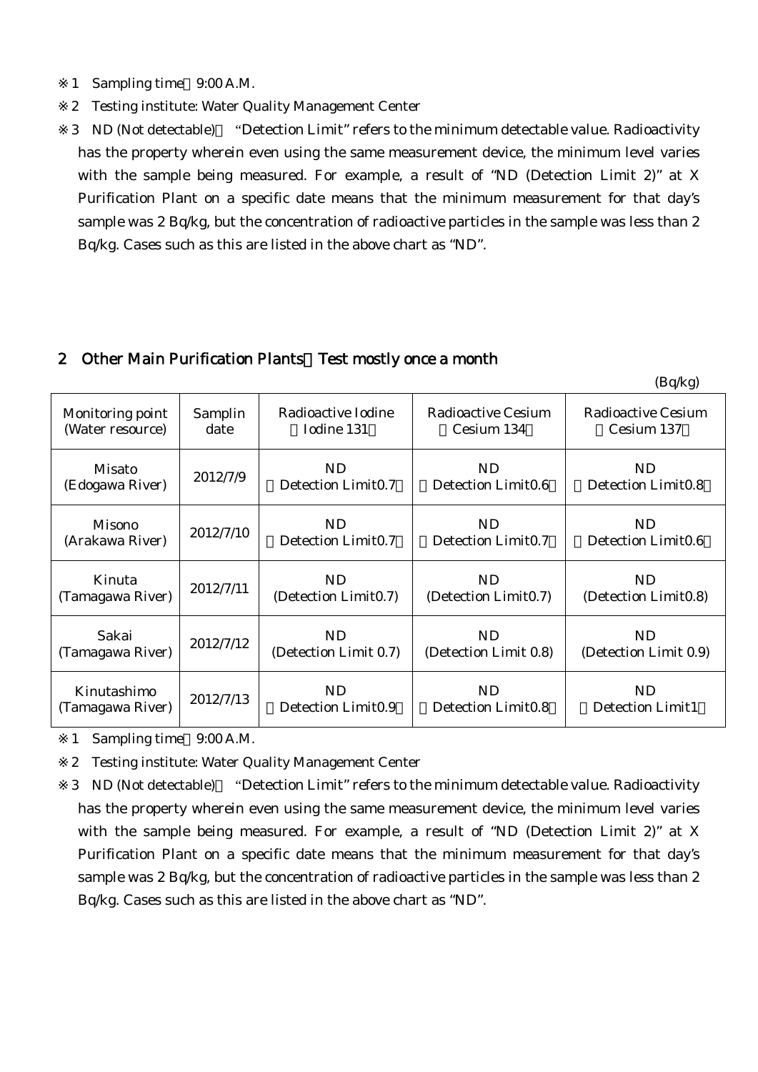※1　Sampling time：9:00 A.M.

※2　Testing institute: Water Quality Management Center

※3　ND (Not detectable)：“Detection Limit” refers to the minimum detectable value. Radioactivity has the property wherein even using the same measurement device, the minimum level varies with the sample being measured. For example, a result of “ND (Detection Limit 2)” at X Purification Plant on a specific date means that the minimum measurement for that day’s sample was 2 Bq/kg, but the concentration of radioactive particles in the sample was less than 2 Bq/kg. Cases such as this are listed in the above chart as “ND”.

## 2　Other Main Purification Plants：Test mostly once a month

(Bq/kg)

| Monitoring point (Water resource) | Samplin date | Radioactive Iodine （Iodine 131） | Radioactive Cesium （Cesium 134） | Radioactive Cesium （Cesium 137） |
|---|---|---|---|---|
| Misato (Edogawa River) | 2012/7/9 | ND （Detection Limit0.7） | ND （Detection Limit0.6） | ND （Detection Limit0.8） |
| Misono (Arakawa River) | 2012/7/10 | ND （Detection Limit0.7） | ND （Detection Limit0.7） | ND （Detection Limit0.6） |
| Kinuta (Tamagawa River) | 2012/7/11 | ND (Detection Limit0.7) | ND (Detection Limit0.7) | ND (Detection Limit0.8) |
| Sakai (Tamagawa River) | 2012/7/12 | ND (Detection Limit 0.7) | ND (Detection Limit 0.8) | ND (Detection Limit 0.9) |
| Kinutashimo (Tamagawa River) | 2012/7/13 | ND （Detection Limit0.9） | ND （Detection Limit0.8） | ND （Detection Limit1） |

※1　Sampling time：9:00 A.M.

※2　Testing institute: Water Quality Management Center

※3　ND (Not detectable)：“Detection Limit” refers to the minimum detectable value. Radioactivity has the property wherein even using the same measurement device, the minimum level varies with the sample being measured. For example, a result of “ND (Detection Limit 2)” at X Purification Plant on a specific date means that the minimum measurement for that day’s sample was 2 Bq/kg, but the concentration of radioactive particles in the sample was less than 2 Bq/kg. Cases such as this are listed in the above chart as “ND”.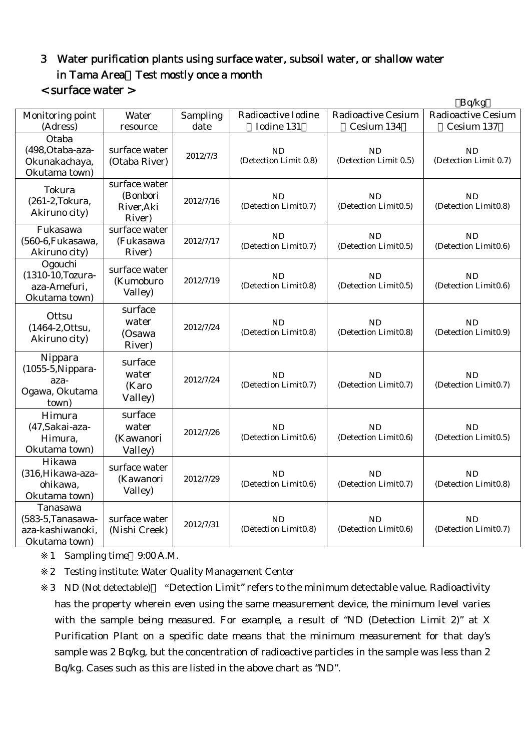## 3 Water purification plants using surface water, subsoil water, or shallow water in Tama Area（Test mostly once a month）

### < surface water >

（Bq/kg）

| Monitoring point (Adress) | Water resource | Sampling date | Radioactive Iodine （Iodine 131） | Radioactive Cesium （Cesium 134） | Radioactive Cesium （Cesium 137） |
|---|---|---|---|---|---|
| Otaba (498,Otaba-aza-Okunakachaya, Okutama town) | surface water (Otaba River) | 2012/7/3 | ND (Detection Limit 0.8) | ND (Detection Limit 0.5) | ND (Detection Limit 0.7) |
| Tokura (261-2,Tokura, Akiruno city) | surface water (Bonbori River,Aki River) | 2012/7/16 | ND (Detection Limit0.7) | ND (Detection Limit0.5) | ND (Detection Limit0.8) |
| Fukasawa (560-6,Fukasawa, Akiruno city) | surface water (Fukasawa River) | 2012/7/17 | ND (Detection Limit0.7) | ND (Detection Limit0.5) | ND (Detection Limit0.6) |
| Ogouchi (1310-10,Tozura-aza-Amefuri, Okutama town) | surface water (Kumoburo Valley) | 2012/7/19 | ND (Detection Limit0.8) | ND (Detection Limit0.5) | ND (Detection Limit0.6) |
| Ottsu (1464-2,Ottsu, Akiruno city) | surface water (Osawa River) | 2012/7/24 | ND (Detection Limit0.8) | ND (Detection Limit0.8) | ND (Detection Limit0.9) |
| Nippara (1055-5,Nippara-aza-Ogawa, Okutama town) | surface water (Karo Valley) | 2012/7/24 | ND (Detection Limit0.7) | ND (Detection Limit0.7) | ND (Detection Limit0.7) |
| Himura (47,Sakai-aza-Himura, Okutama town) | surface water (Kawanori Valley) | 2012/7/26 | ND (Detection Limit0.6) | ND (Detection Limit0.6) | ND (Detection Limit0.5) |
| Hikawa (316,Hikawa-aza-ohikawa, Okutama town) | surface water (Kawanori Valley) | 2012/7/29 | ND (Detection Limit0.6) | ND (Detection Limit0.7) | ND (Detection Limit0.8) |
| Tanasawa (583-5,Tanasawa-aza-kashiwanoki, Okutama town) | surface water (Nishi Creek) | 2012/7/31 | ND (Detection Limit0.8) | ND (Detection Limit0.6) | ND (Detection Limit0.7) |

※1 Sampling time：9:00 A.M.

※2 Testing institute: Water Quality Management Center

※3 ND (Not detectable)： "Detection Limit" refers to the minimum detectable value. Radioactivity has the property wherein even using the same measurement device, the minimum level varies with the sample being measured. For example, a result of "ND (Detection Limit 2)" at X Purification Plant on a specific date means that the minimum measurement for that day's sample was 2 Bq/kg, but the concentration of radioactive particles in the sample was less than 2 Bq/kg. Cases such as this are listed in the above chart as "ND".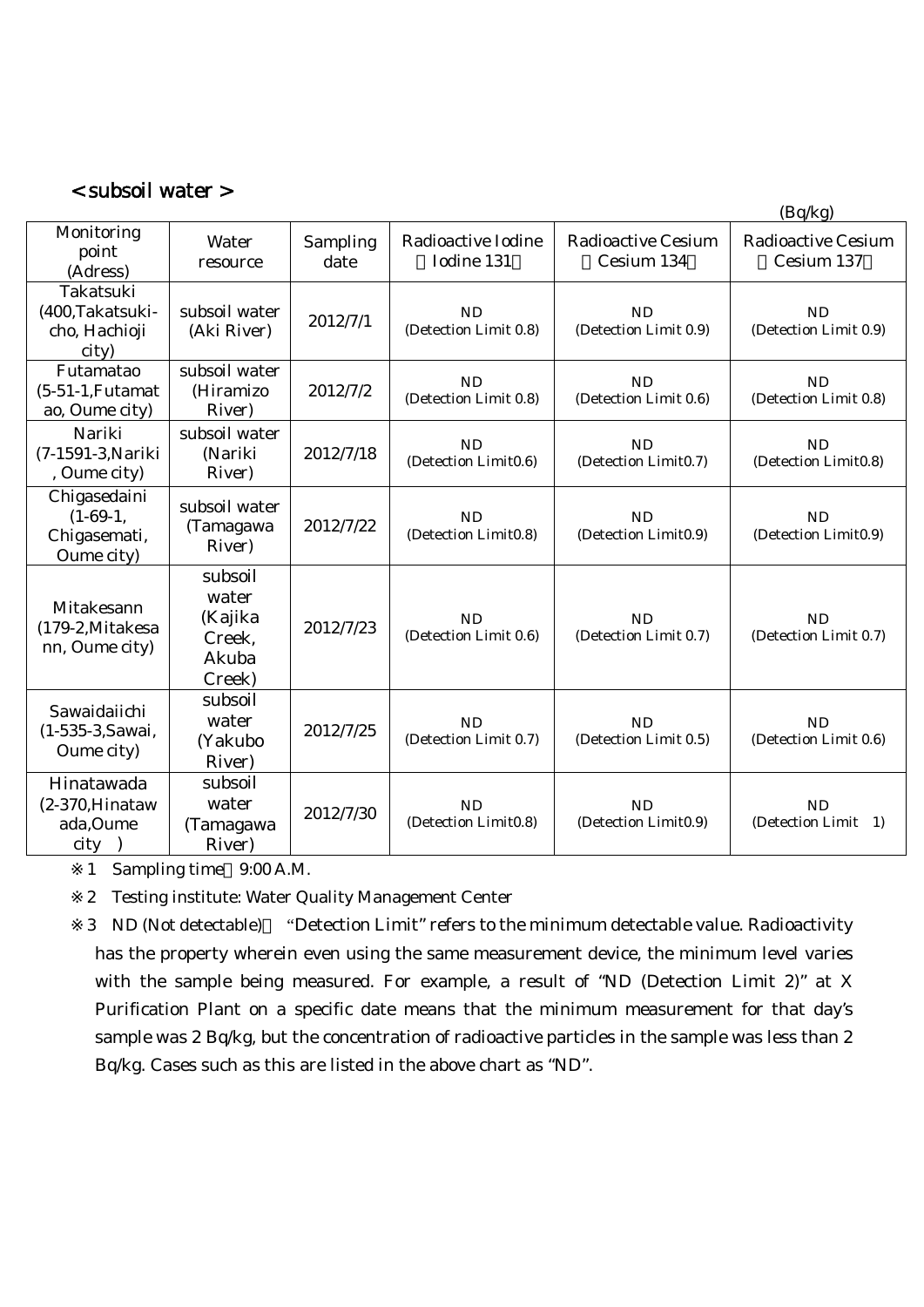## < subsoil water >

(Bq/kg)

| Monitoring point (Adress) | Water resource | Sampling date | Radioactive Iodine （Iodine 131） | Radioactive Cesium （Cesium 134） | Radioactive Cesium （Cesium 137） |
|---|---|---|---|---|---|
| Takatsuki (400,Takatsuki-cho, Hachioji city) | subsoil water (Aki River) | 2012/7/1 | ND (Detection Limit 0.8) | ND (Detection Limit 0.9) | ND (Detection Limit 0.9) |
| Futamatao (5-51-1,Futamatao, Oume city) | subsoil water (Hiramizo River) | 2012/7/2 | ND (Detection Limit 0.8) | ND (Detection Limit 0.6) | ND (Detection Limit 0.8) |
| Nariki (7-1591-3,Nariki, Oume city) | subsoil water (Nariki River) | 2012/7/18 | ND (Detection Limit0.6) | ND (Detection Limit0.7) | ND (Detection Limit0.8) |
| Chigasedaini (1-69-1, Chigasemati, Oume city) | subsoil water (Tamagawa River) | 2012/7/22 | ND (Detection Limit0.8) | ND (Detection Limit0.9) | ND (Detection Limit0.9) |
| Mitakesann (179-2,Mitakesann, Oume city) | subsoil water (Kajika Creek, Akuba Creek) | 2012/7/23 | ND (Detection Limit 0.6) | ND (Detection Limit 0.7) | ND (Detection Limit 0.7) |
| Sawaidaiichi (1-535-3,Sawai, Oume city) | subsoil water (Yakubo River) | 2012/7/25 | ND (Detection Limit 0.7) | ND (Detection Limit 0.5) | ND (Detection Limit 0.6) |
| Hinatawada (2-370,Hinatawada,Oume city ) | subsoil water (Tamagawa River) | 2012/7/30 | ND (Detection Limit0.8) | ND (Detection Limit0.9) | ND (Detection Limit 1) |

※1 Sampling time：9:00 A.M.

※2 Testing institute: Water Quality Management Center

※3 ND (Not detectable)： "Detection Limit" refers to the minimum detectable value. Radioactivity has the property wherein even using the same measurement device, the minimum level varies with the sample being measured. For example, a result of "ND (Detection Limit 2)" at X Purification Plant on a specific date means that the minimum measurement for that day's sample was 2 Bq/kg, but the concentration of radioactive particles in the sample was less than 2 Bq/kg. Cases such as this are listed in the above chart as "ND".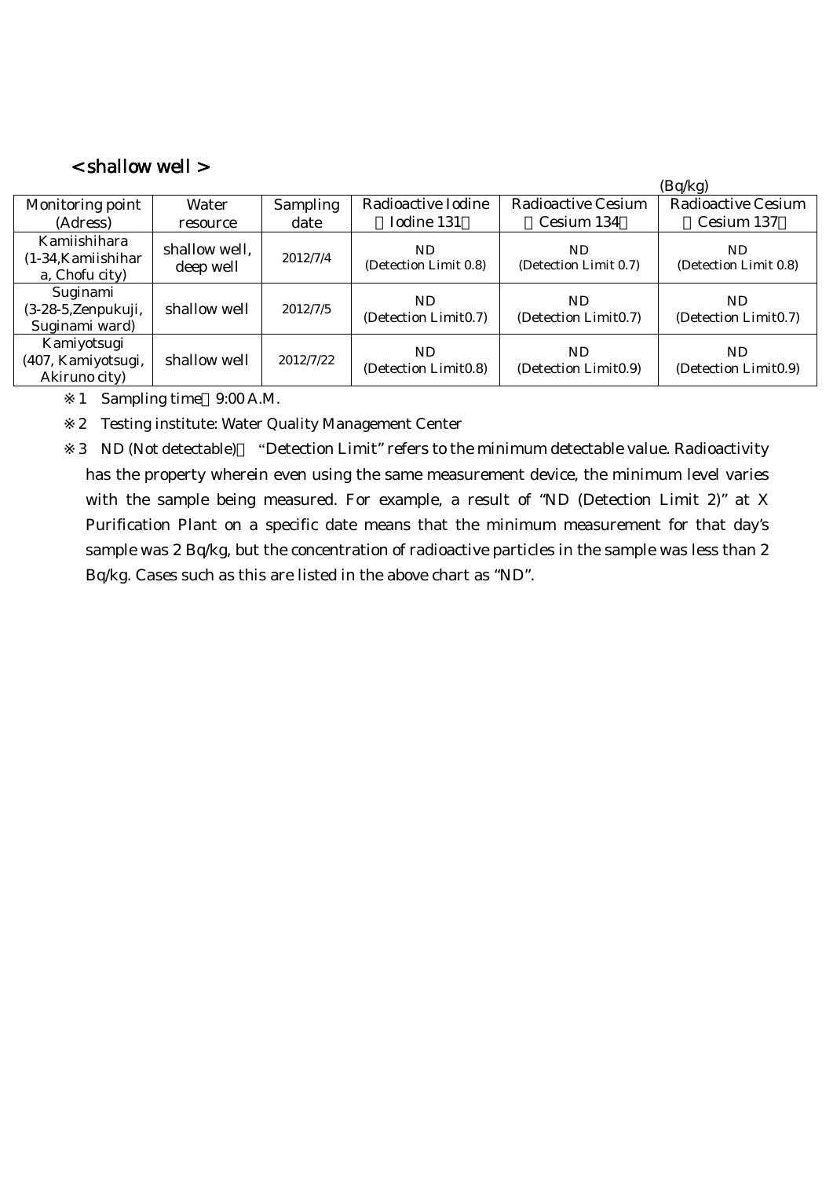## < shallow well >

(Bq/kg)

| Monitoring point (Adress) | Water resource | Sampling date | Radioactive Iodine Iodine 131 | Radioactive Cesium Cesium 134 | Radioactive Cesium Cesium 137 |
|---|---|---|---|---|---|
| Kamiishihara (1-34,Kamiishihara, Chofu city) | shallow well, deep well | 2012/7/4 | ND (Detection Limit 0.8) | ND (Detection Limit 0.7) | ND (Detection Limit 0.8) |
| Suginami (3-28-5,Zenpukuji, Suginami ward) | shallow well | 2012/7/5 | ND (Detection Limit0.7) | ND (Detection Limit0.7) | ND (Detection Limit0.7) |
| Kamiyotsugi (407, Kamiyotsugi, Akiruno city) | shallow well | 2012/7/22 | ND (Detection Limit0.8) | ND (Detection Limit0.9) | ND (Detection Limit0.9) |

※1 Sampling time 9:00 A.M.

※2 Testing institute: Water Quality Management Center

※3 ND (Not detectable) "Detection Limit" refers to the minimum detectable value. Radioactivity has the property wherein even using the same measurement device, the minimum level varies with the sample being measured. For example, a result of "ND (Detection Limit 2)" at X Purification Plant on a specific date means that the minimum measurement for that day's sample was 2 Bq/kg, but the concentration of radioactive particles in the sample was less than 2 Bq/kg. Cases such as this are listed in the above chart as "ND".